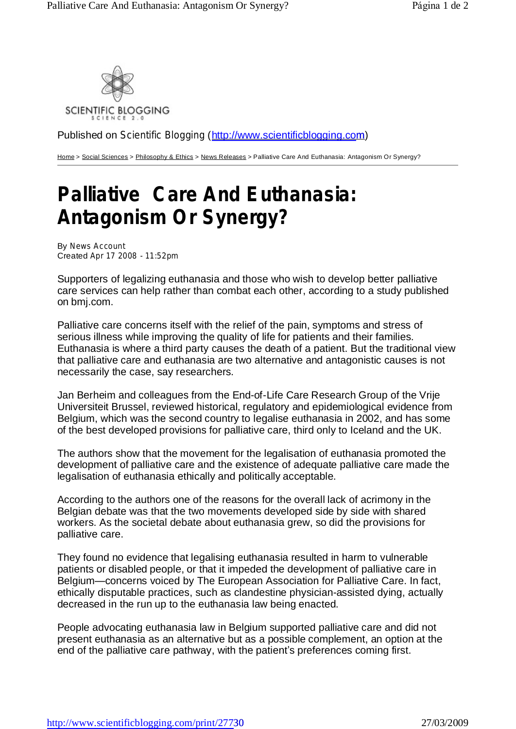SCIENTIFIC BLOGGING
SCIENCE 2.0

Published on Scientific Blogging (http://www.scientificblogging.com)

Home > Social Sciences > Philosophy & Ethics > News Releases > Palliative Care And Euthanasia: Antagonism Or Synergy?

# Palliative Care And Euthanasia: Antagonism Or Synergy?

By News Account
Created Apr 17 2008 - 11:52pm

Supporters of legalizing euthanasia and those who wish to develop better palliative care services can help rather than combat each other, according to a study published on bmj.com.

Palliative care concerns itself with the relief of the pain, symptoms and stress of serious illness while improving the quality of life for patients and their families. Euthanasia is where a third party causes the death of a patient. But the traditional view that palliative care and euthanasia are two alternative and antagonistic causes is not necessarily the case, say researchers.

Jan Berheim and colleagues from the End-of-Life Care Research Group of the Vrije Universiteit Brussel, reviewed historical, regulatory and epidemiological evidence from Belgium, which was the second country to legalise euthanasia in 2002, and has some of the best developed provisions for palliative care, third only to Iceland and the UK.

The authors show that the movement for the legalisation of euthanasia promoted the development of palliative care and the existence of adequate palliative care made the legalisation of euthanasia ethically and politically acceptable.

According to the authors one of the reasons for the overall lack of acrimony in the Belgian debate was that the two movements developed side by side with shared workers. As the societal debate about euthanasia grew, so did the provisions for palliative care.

They found no evidence that legalising euthanasia resulted in harm to vulnerable patients or disabled people, or that it impeded the development of palliative care in Belgium—concerns voiced by The European Association for Palliative Care. In fact, ethically disputable practices, such as clandestine physician-assisted dying, actually decreased in the run up to the euthanasia law being enacted.

People advocating euthanasia law in Belgium supported palliative care and did not present euthanasia as an alternative but as a possible complement, an option at the end of the palliative care pathway, with the patient's preferences coming first.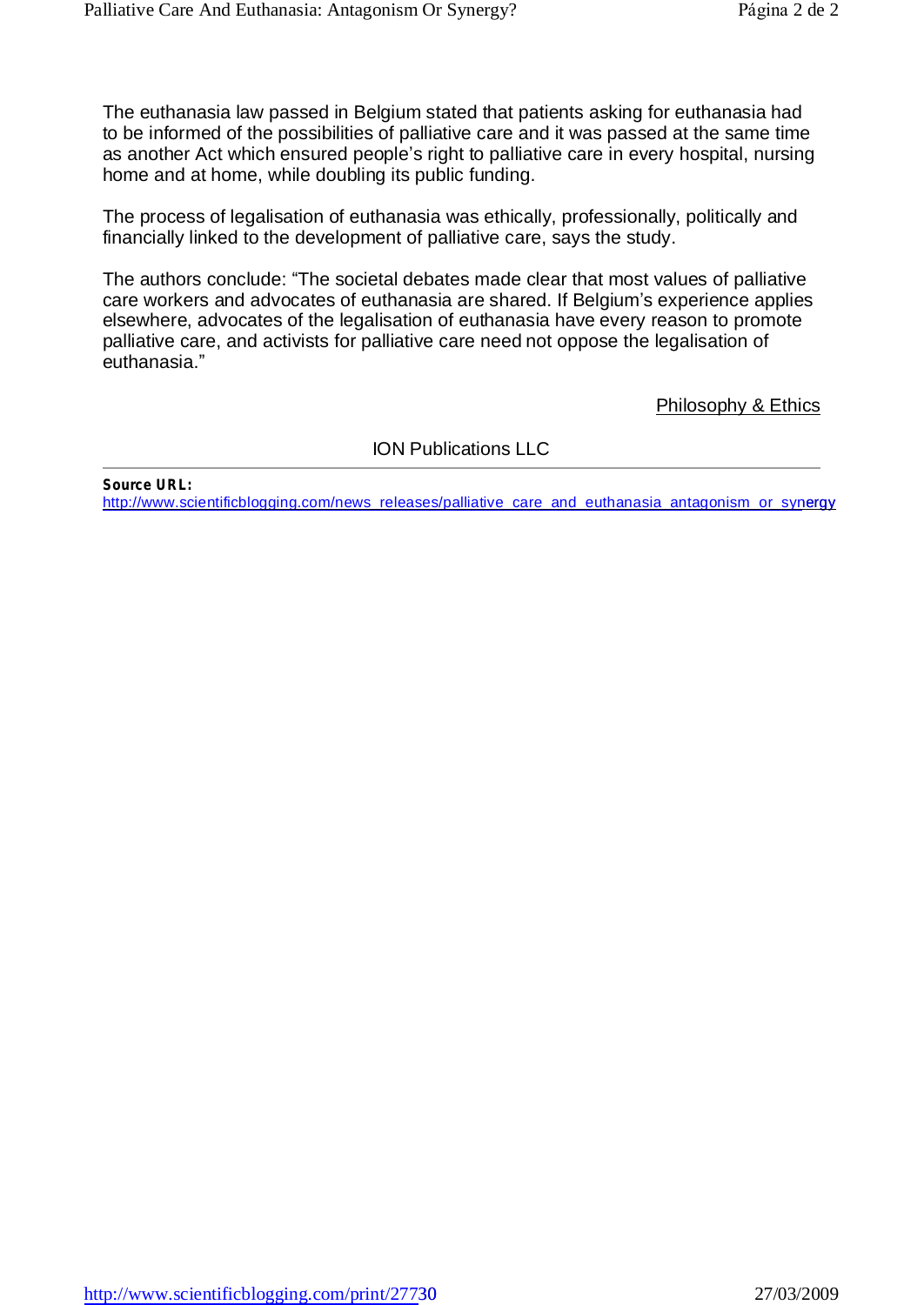The euthanasia law passed in Belgium stated that patients asking for euthanasia had to be informed of the possibilities of palliative care and it was passed at the same time as another Act which ensured people's right to palliative care in every hospital, nursing home and at home, while doubling its public funding.

The process of legalisation of euthanasia was ethically, professionally, politically and financially linked to the development of palliative care, says the study.

The authors conclude: "The societal debates made clear that most values of palliative care workers and advocates of euthanasia are shared. If Belgium's experience applies elsewhere, advocates of the legalisation of euthanasia have every reason to promote palliative care, and activists for palliative care need not oppose the legalisation of euthanasia."

Philosophy & Ethics

ION Publications LLC

---

**Source URL:**
http://www.scientificblogging.com/news_releases/palliative_care_and_euthanasia_antagonism_or_synergy